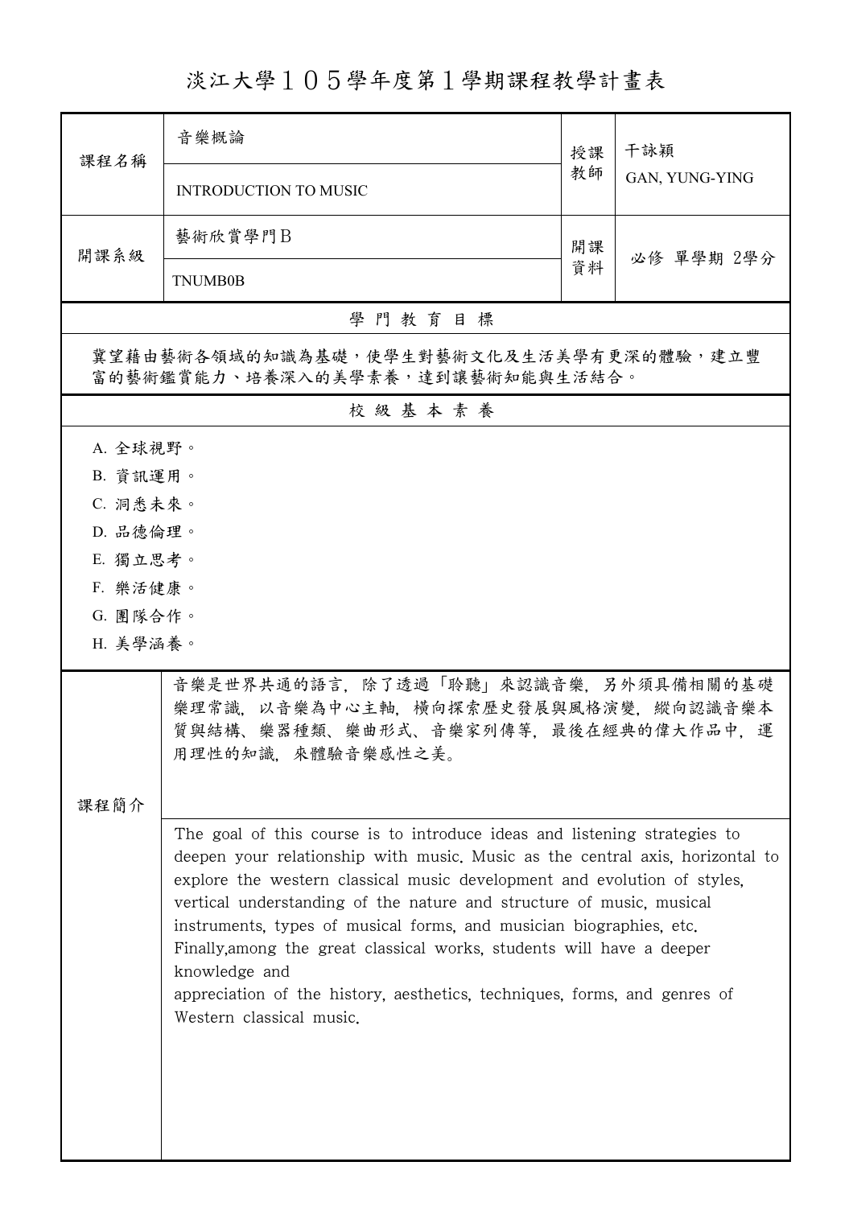# 淡江大學１０５學年度第１學期課程教學計畫表

| 課程名稱 | 音樂概論<br>INTRODUCTION TO MUSIC | 授課教師 | 干詠穎<br>GAN, YUNG-YING |
| --- | --- | --- | --- |
| 開課系級 | 藝術欣賞學門Ｂ<br>TNUMB0B | 開課資料 | 必修 單學期 2學分 |

## 學 門 教 育 目 標

冀望藉由藝術各領域的知識為基礎，使學生對藝術文化及生活美學有更深的體驗，建立豐富的藝術鑑賞能力、培養深入的美學素養，達到讓藝術知能與生活結合。

## 校 級 基 本 素 養

A. 全球視野。
B. 資訊運用。
C. 洞悉未來。
D. 品德倫理。
E. 獨立思考。
F. 樂活健康。
G. 團隊合作。
H. 美學涵養。

## 課程簡介

音樂是世界共通的語言，除了透過「聆聽」來認識音樂，另外須具備相關的基礎樂理常識，以音樂為中心主軸，橫向探索歷史發展與風格演變，縱向認識音樂本質與結構、樂器種類、樂曲形式、音樂家列傳等，最後在經典的偉大作品中，運用理性的知識，來體驗音樂感性之美。

The goal of this course is to introduce ideas and listening strategies to deepen your relationship with music. Music as the central axis, horizontal to explore the western classical music development and evolution of styles, vertical understanding of the nature and structure of music, musical instruments, types of musical forms, and musician biographies, etc. Finally,among the great classical works, students will have a deeper knowledge and
appreciation of the history, aesthetics, techniques, forms, and genres of Western classical music.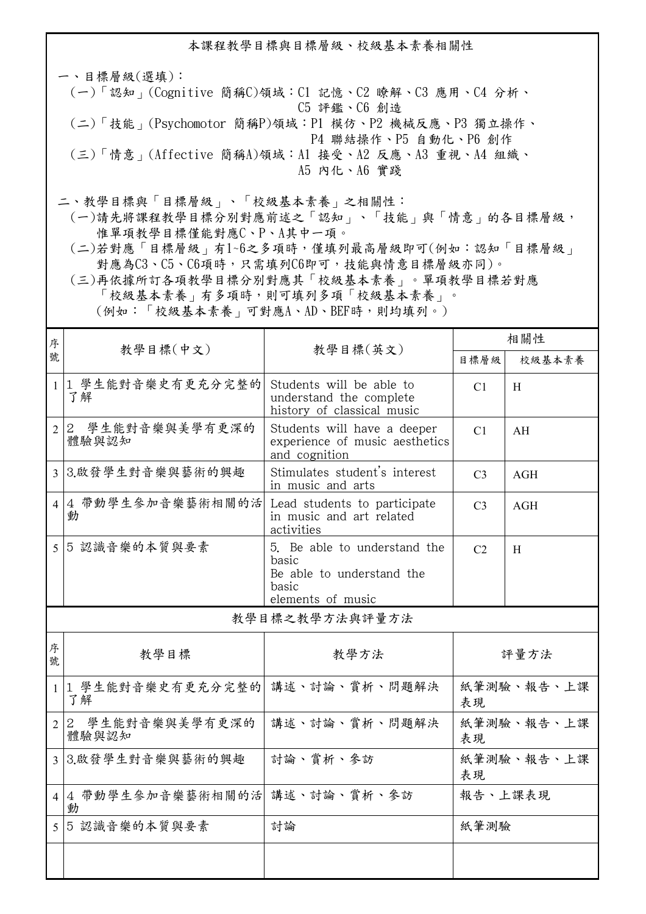## 本課程教學目標與目標層級、校級基本素養相關性

一、目標層級(選填)：

(一)「認知」(Cognitive 簡稱C)領域：C1 記憶、C2 瞭解、C3 應用、C4 分析、C5 評鑑、C6 創造

(二)「技能」(Psychomotor 簡稱P)領域：P1 模仿、P2 機械反應、P3 獨立操作、P4 聯結操作、P5 自動化、P6 創作

(三)「情意」(Affective 簡稱A)領域：A1 接受、A2 反應、A3 重視、A4 組織、A5 內化、A6 實踐

二、教學目標與「目標層級」、「校級基本素養」之相關性：

(一)請先將課程教學目標分別對應前述之「認知」、「技能」與「情意」的各目標層級，惟單項教學目標僅能對應C、P、A其中一項。

(二)若對應「目標層級」有1~6之多項時，僅填列最高層級即可(例如：認知「目標層級」對應為C3、C5、C6項時，只需填列C6即可，技能與情意目標層級亦同)。

(三)再依據所訂各項教學目標分別對應其「校級基本素養」。單項教學目標若對應「校級基本素養」有多項時，則可填列多項「校級基本素養」。(例如：「校級基本素養」可對應A、AD、BEF時，則均填列。)

| 序號 | 教學目標(中文) | 教學目標(英文) | 相關性 | |
|---|---|---|---|---|
| | | | 目標層級 | 校級基本素養 |
| 1 | 1 學生能對音樂史有更充分完整的了解 | Students will be able to understand the complete history of classical music | C1 | H |
| 2 | 2 學生能對音樂與美學有更深的體驗與認知 | Students will have a deeper experience of music aesthetics and cognition | C1 | AH |
| 3 | 3.啟發學生對音樂與藝術的興趣 | Stimulates student's interest in music and arts | C3 | AGH |
| 4 | 4 帶動學生參加音樂藝術相關的活動 | Lead students to participate in music and art related activities | C3 | AGH |
| 5 | 5 認識音樂的本質與要素 | 5. Be able to understand the basic Be able to understand the basic elements of music | C2 | H |

## 教學目標之教學方法與評量方法

| 序號 | 教學目標 | 教學方法 | 評量方法 |
|---|---|---|---|
| 1 | 1 學生能對音樂史有更充分完整的了解 | 講述、討論、賞析、問題解決 | 紙筆測驗、報告、上課表現 |
| 2 | 2 學生能對音樂與美學有更深的體驗與認知 | 講述、討論、賞析、問題解決 | 紙筆測驗、報告、上課表現 |
| 3 | 3.啟發學生對音樂與藝術的興趣 | 討論、賞析、參訪 | 紙筆測驗、報告、上課表現 |
| 4 | 4 帶動學生參加音樂藝術相關的活動 | 講述、討論、賞析、參訪 | 報告、上課表現 |
| 5 | 5 認識音樂的本質與要素 | 討論 | 紙筆測驗 |
| | | | |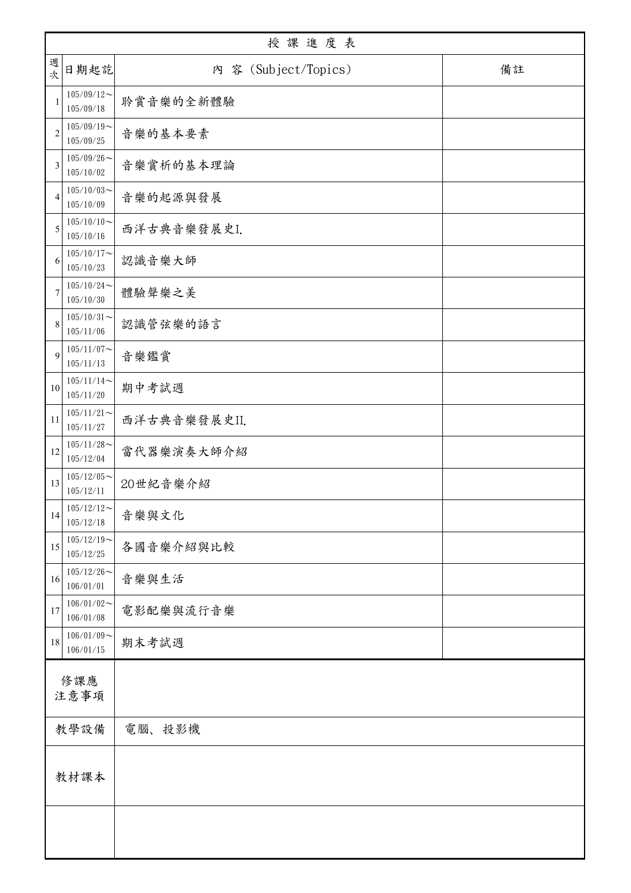# 授課進度表

| 週次 | 日期起訖 | 內 容 (Subject/Topics) | 備註 |
|---|---|---|---|
| 1 | 105/09/12～105/09/18 | 聆賞音樂的全新體驗 | |
| 2 | 105/09/19～105/09/25 | 音樂的基本要素 | |
| 3 | 105/09/26～105/10/02 | 音樂賞析的基本理論 | |
| 4 | 105/10/03～105/10/09 | 音樂的起源與發展 | |
| 5 | 105/10/10～105/10/16 | 西洋古典音樂發展史I. | |
| 6 | 105/10/17～105/10/23 | 認識音樂大師 | |
| 7 | 105/10/24～105/10/30 | 體驗聲樂之美 | |
| 8 | 105/10/31～105/11/06 | 認識管弦樂的語言 | |
| 9 | 105/11/07～105/11/13 | 音樂鑑賞 | |
| 10 | 105/11/14～105/11/20 | 期中考試週 | |
| 11 | 105/11/21～105/11/27 | 西洋古典音樂發展史II. | |
| 12 | 105/11/28～105/12/04 | 當代器樂演奏大師介紹 | |
| 13 | 105/12/05～105/12/11 | 20世紀音樂介紹 | |
| 14 | 105/12/12～105/12/18 | 音樂與文化 | |
| 15 | 105/12/19～105/12/25 | 各國音樂介紹與比較 | |
| 16 | 105/12/26～106/01/01 | 音樂與生活 | |
| 17 | 106/01/02～106/01/08 | 電影配樂與流行音樂 | |
| 18 | 106/01/09～106/01/15 | 期末考試週 | |

| | |
|---|---|
| 修課應注意事項 | |
| 教學設備 | 電腦、投影機 |
| 教材課本 | |
| | |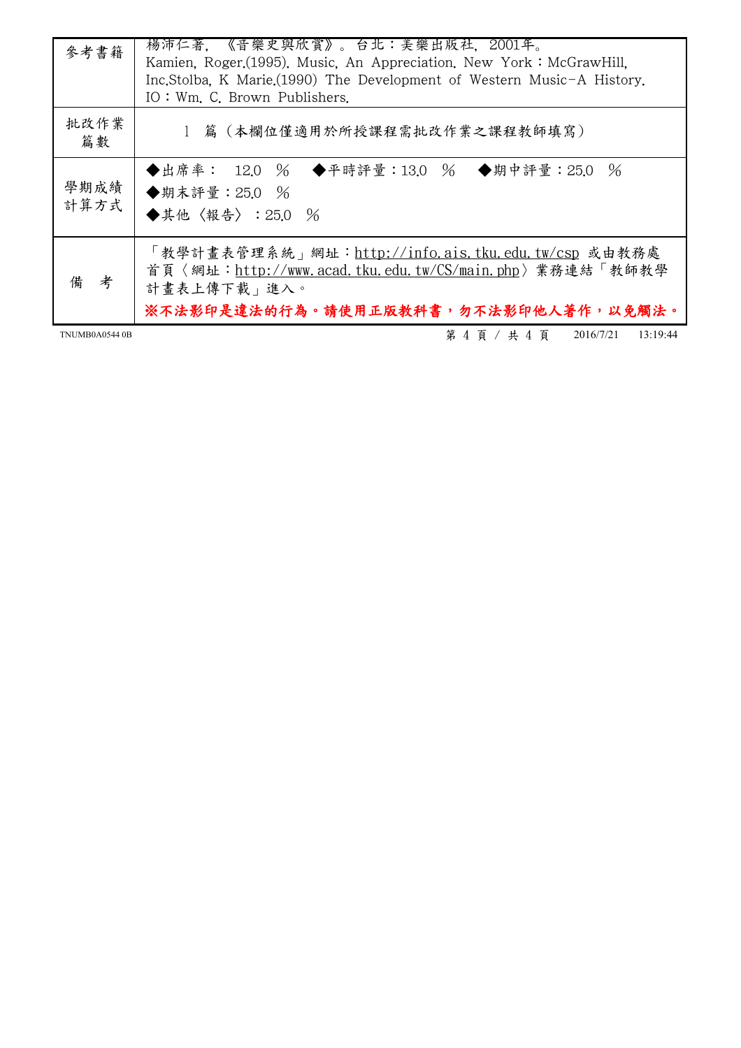| | |
|---|---|
| 參考書籍 | 楊沛仁著, 《音樂史與欣賞》。台北：美樂出版社, 2001年。<br>Kamien, Roger.(1995). Music, An Appreciation. New York：McGrawHill, Inc.Stolba, K Marie.(1990) The Development of Western Music-A History. IO：Wm. C. Brown Publishers. |
| 批改作業篇數 | 1 篇（本欄位僅適用於所授課程需批改作業之課程教師填寫） |
| 學期成績計算方式 | ◆出席率： 12.0 ％ ◆平時評量：13.0 ％ ◆期中評量：25.0 ％<br>◆期末評量：25.0 ％<br>◆其他〈報告〉：25.0 ％ |
| 備　考 | 「教學計畫表管理系統」網址：http://info.ais.tku.edu.tw/csp 或由教務處首頁〈網址：http://www.acad.tku.edu.tw/CS/main.php〉業務連結「教師教學計畫表上傳下載」進入。<br>**※不法影印是違法的行為。請使用正版教科書，勿不法影印他人著作，以免觸法。** |

TNUMB0A0544 0B　　　2016/7/21　13:19:44